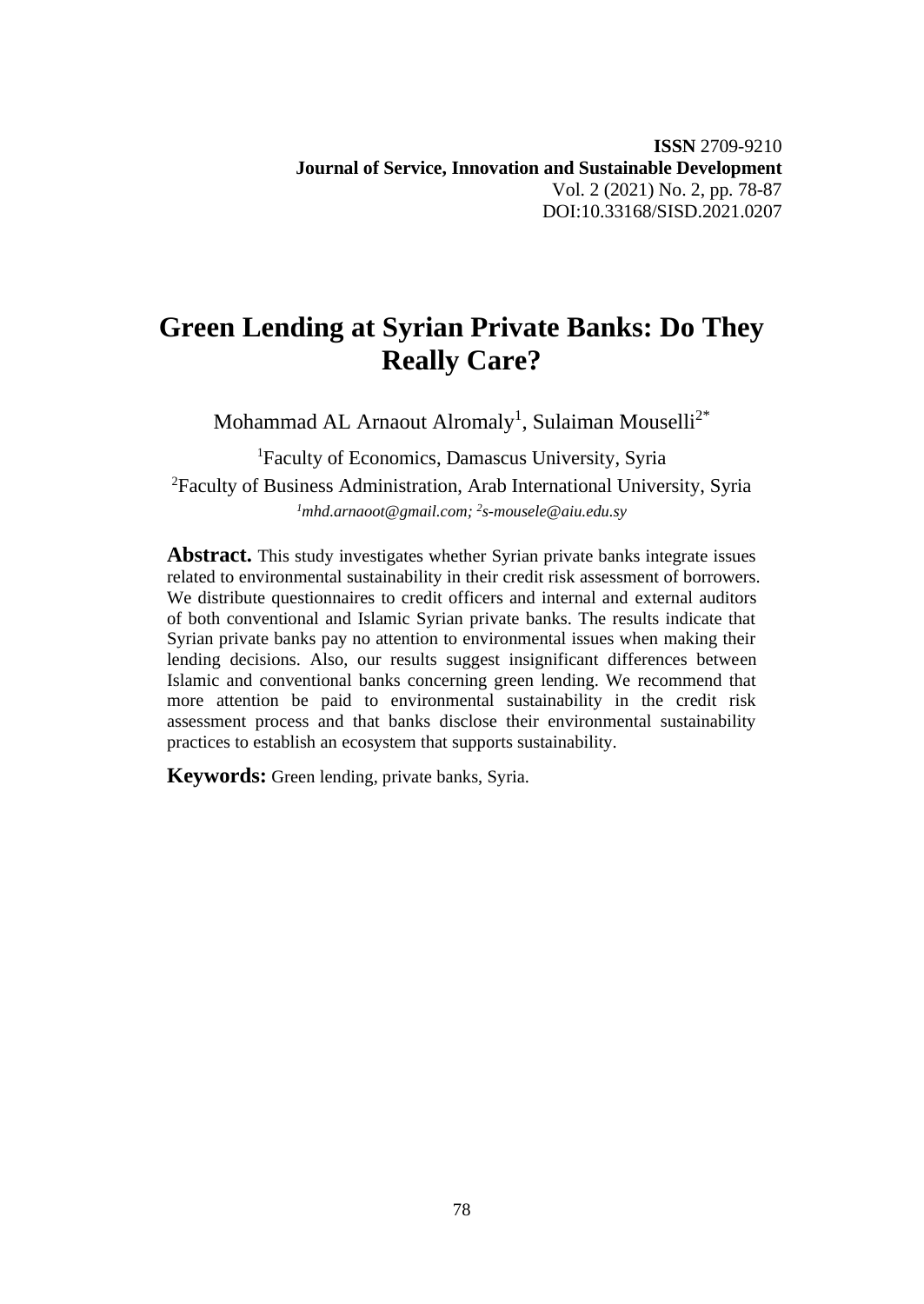**ISSN** 2709-9210
**Journal of Service, Innovation and Sustainable Development**
Vol. 2 (2021) No. 2, pp. 78-87
DOI:10.33168/SISD.2021.0207

# Green Lending at Syrian Private Banks: Do They Really Care?

Mohammad AL Arnaout Alromaly[1], Sulaiman Mouselli[2*]

[1]Faculty of Economics, Damascus University, Syria

[2]Faculty of Business Administration, Arab International University, Syria

*[1]mhd.arnaoot@gmail.com; [2]s-mousele@aiu.edu.sy*

**Abstract.** This study investigates whether Syrian private banks integrate issues related to environmental sustainability in their credit risk assessment of borrowers. We distribute questionnaires to credit officers and internal and external auditors of both conventional and Islamic Syrian private banks. The results indicate that Syrian private banks pay no attention to environmental issues when making their lending decisions. Also, our results suggest insignificant differences between Islamic and conventional banks concerning green lending. We recommend that more attention be paid to environmental sustainability in the credit risk assessment process and that banks disclose their environmental sustainability practices to establish an ecosystem that supports sustainability.

**Keywords:** Green lending, private banks, Syria.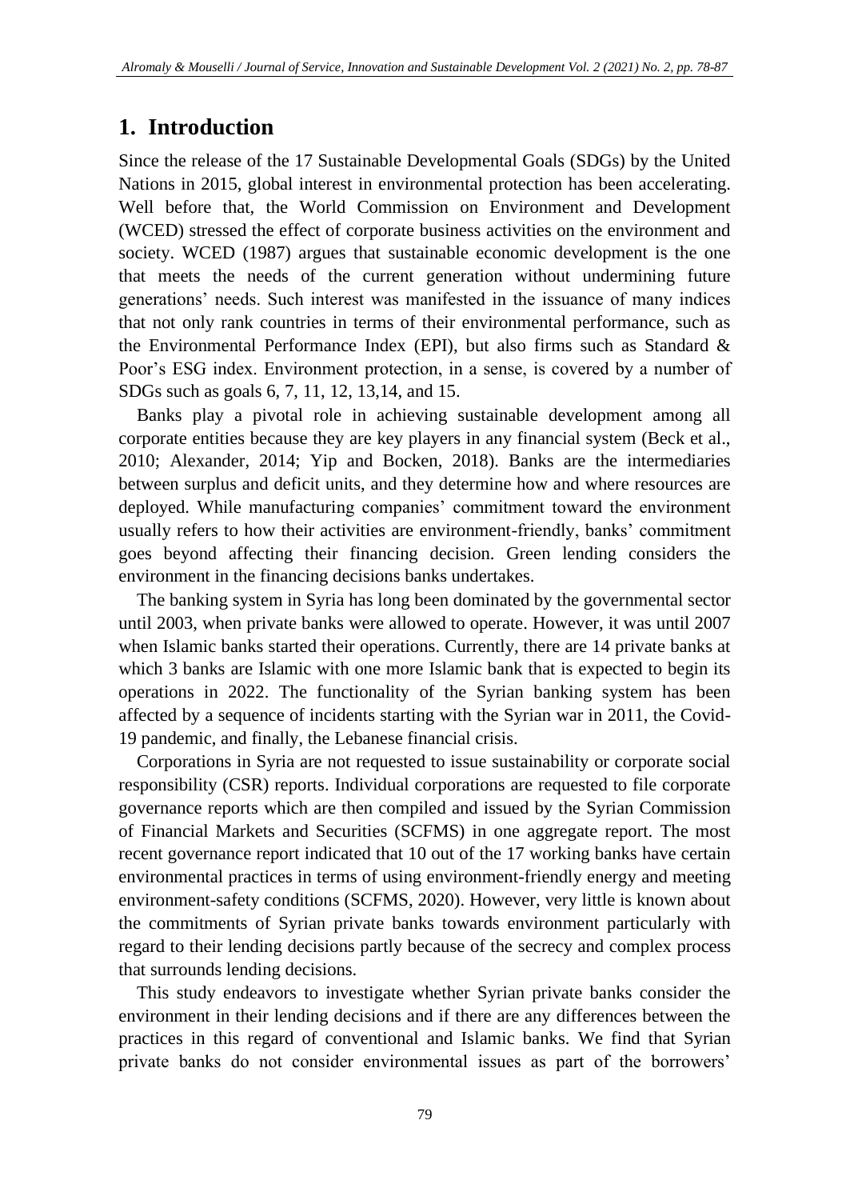# 1. Introduction

Since the release of the 17 Sustainable Developmental Goals (SDGs) by the United Nations in 2015, global interest in environmental protection has been accelerating. Well before that, the World Commission on Environment and Development (WCED) stressed the effect of corporate business activities on the environment and society. WCED (1987) argues that sustainable economic development is the one that meets the needs of the current generation without undermining future generations' needs. Such interest was manifested in the issuance of many indices that not only rank countries in terms of their environmental performance, such as the Environmental Performance Index (EPI), but also firms such as Standard & Poor's ESG index. Environment protection, in a sense, is covered by a number of SDGs such as goals 6, 7, 11, 12, 13,14, and 15.

Banks play a pivotal role in achieving sustainable development among all corporate entities because they are key players in any financial system (Beck et al., 2010; Alexander, 2014; Yip and Bocken, 2018). Banks are the intermediaries between surplus and deficit units, and they determine how and where resources are deployed. While manufacturing companies' commitment toward the environment usually refers to how their activities are environment-friendly, banks' commitment goes beyond affecting their financing decision. Green lending considers the environment in the financing decisions banks undertakes.

The banking system in Syria has long been dominated by the governmental sector until 2003, when private banks were allowed to operate. However, it was until 2007 when Islamic banks started their operations. Currently, there are 14 private banks at which 3 banks are Islamic with one more Islamic bank that is expected to begin its operations in 2022. The functionality of the Syrian banking system has been affected by a sequence of incidents starting with the Syrian war in 2011, the Covid-19 pandemic, and finally, the Lebanese financial crisis.

Corporations in Syria are not requested to issue sustainability or corporate social responsibility (CSR) reports. Individual corporations are requested to file corporate governance reports which are then compiled and issued by the Syrian Commission of Financial Markets and Securities (SCFMS) in one aggregate report. The most recent governance report indicated that 10 out of the 17 working banks have certain environmental practices in terms of using environment-friendly energy and meeting environment-safety conditions (SCFMS, 2020). However, very little is known about the commitments of Syrian private banks towards environment particularly with regard to their lending decisions partly because of the secrecy and complex process that surrounds lending decisions.

This study endeavors to investigate whether Syrian private banks consider the environment in their lending decisions and if there are any differences between the practices in this regard of conventional and Islamic banks. We find that Syrian private banks do not consider environmental issues as part of the borrowers'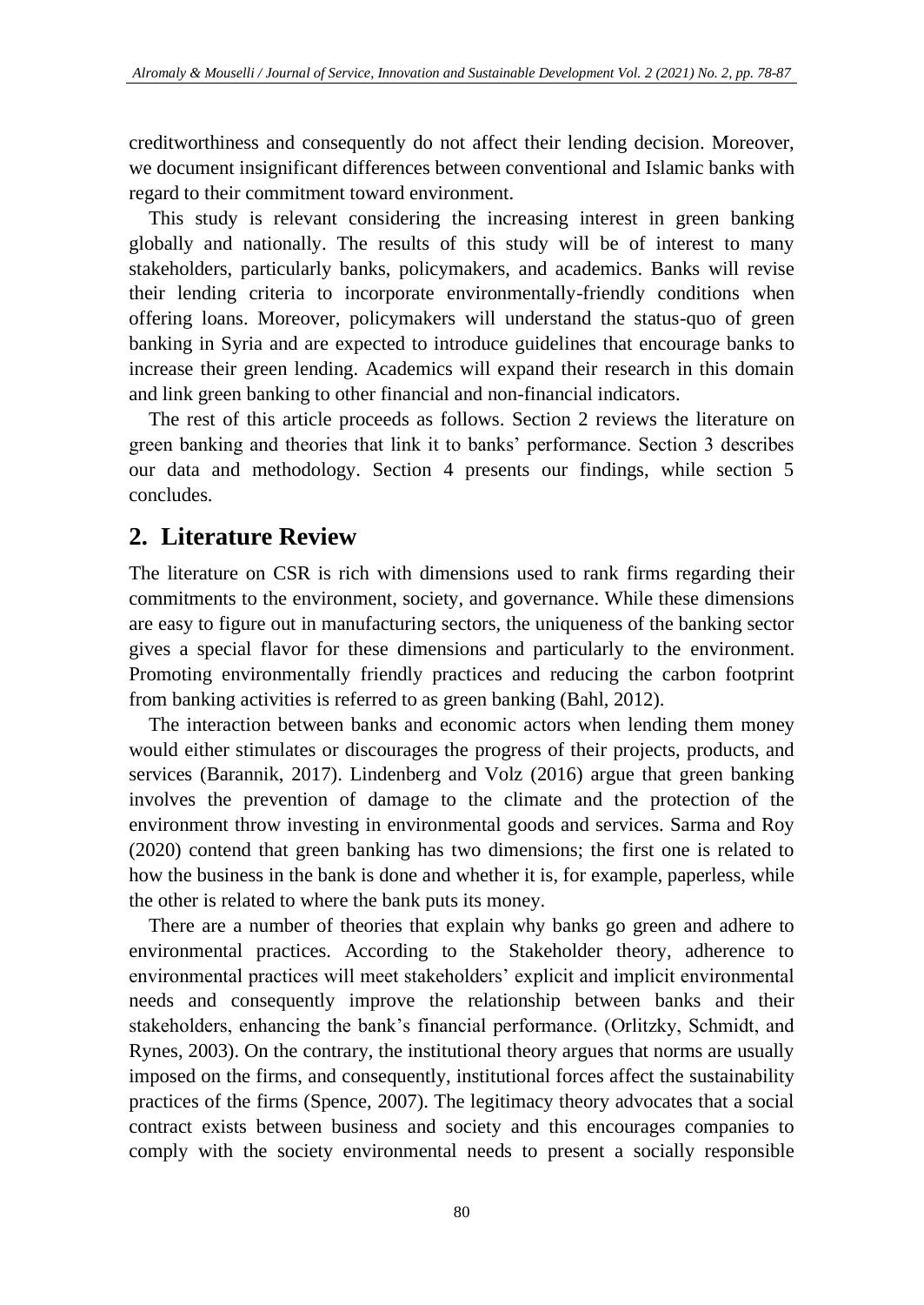creditworthiness and consequently do not affect their lending decision. Moreover, we document insignificant differences between conventional and Islamic banks with regard to their commitment toward environment.

This study is relevant considering the increasing interest in green banking globally and nationally. The results of this study will be of interest to many stakeholders, particularly banks, policymakers, and academics. Banks will revise their lending criteria to incorporate environmentally-friendly conditions when offering loans. Moreover, policymakers will understand the status-quo of green banking in Syria and are expected to introduce guidelines that encourage banks to increase their green lending. Academics will expand their research in this domain and link green banking to other financial and non-financial indicators.

The rest of this article proceeds as follows. Section 2 reviews the literature on green banking and theories that link it to banks' performance. Section 3 describes our data and methodology. Section 4 presents our findings, while section 5 concludes.

## 2. Literature Review

The literature on CSR is rich with dimensions used to rank firms regarding their commitments to the environment, society, and governance. While these dimensions are easy to figure out in manufacturing sectors, the uniqueness of the banking sector gives a special flavor for these dimensions and particularly to the environment. Promoting environmentally friendly practices and reducing the carbon footprint from banking activities is referred to as green banking (Bahl, 2012).

The interaction between banks and economic actors when lending them money would either stimulates or discourages the progress of their projects, products, and services (Barannik, 2017). Lindenberg and Volz (2016) argue that green banking involves the prevention of damage to the climate and the protection of the environment throw investing in environmental goods and services. Sarma and Roy (2020) contend that green banking has two dimensions; the first one is related to how the business in the bank is done and whether it is, for example, paperless, while the other is related to where the bank puts its money.

There are a number of theories that explain why banks go green and adhere to environmental practices. According to the Stakeholder theory, adherence to environmental practices will meet stakeholders' explicit and implicit environmental needs and consequently improve the relationship between banks and their stakeholders, enhancing the bank's financial performance. (Orlitzky, Schmidt, and Rynes, 2003). On the contrary, the institutional theory argues that norms are usually imposed on the firms, and consequently, institutional forces affect the sustainability practices of the firms (Spence, 2007). The legitimacy theory advocates that a social contract exists between business and society and this encourages companies to comply with the society environmental needs to present a socially responsible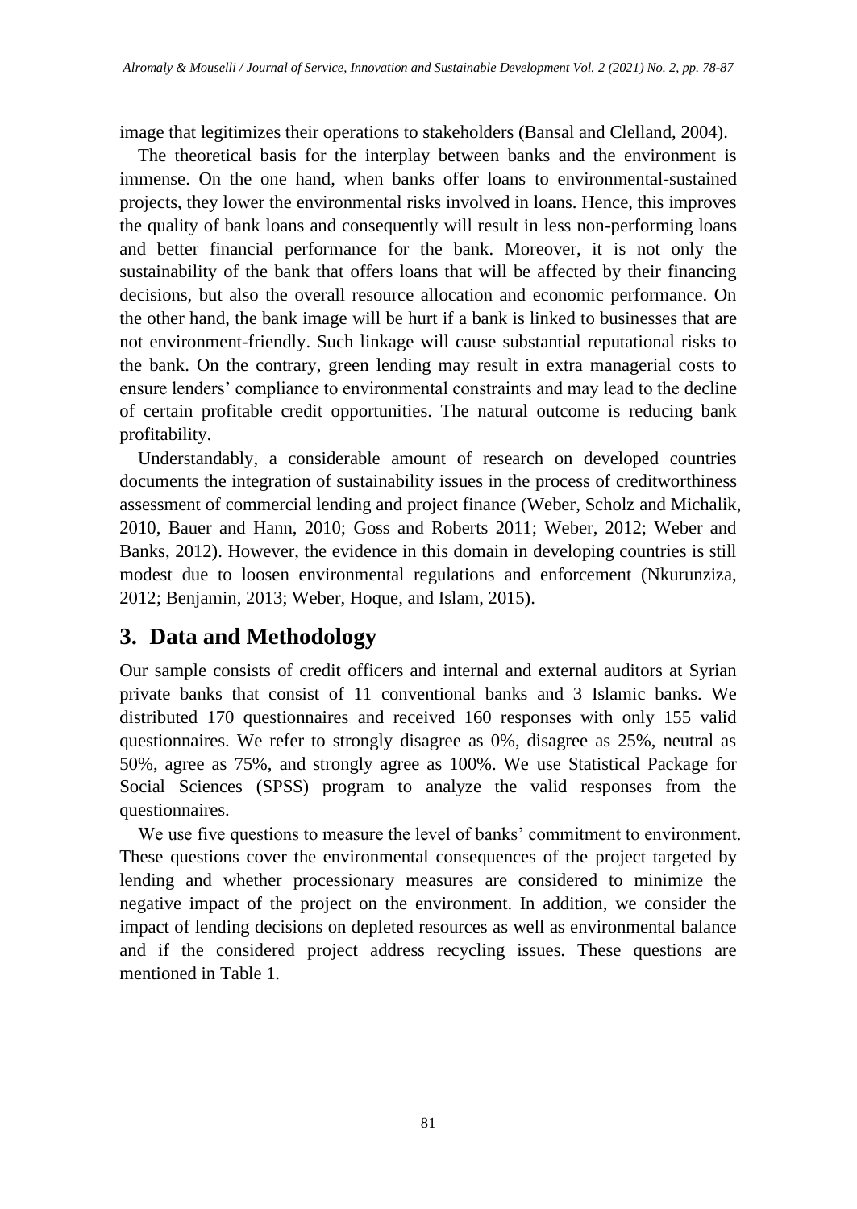image that legitimizes their operations to stakeholders (Bansal and Clelland, 2004).

The theoretical basis for the interplay between banks and the environment is immense. On the one hand, when banks offer loans to environmental-sustained projects, they lower the environmental risks involved in loans. Hence, this improves the quality of bank loans and consequently will result in less non-performing loans and better financial performance for the bank. Moreover, it is not only the sustainability of the bank that offers loans that will be affected by their financing decisions, but also the overall resource allocation and economic performance. On the other hand, the bank image will be hurt if a bank is linked to businesses that are not environment-friendly. Such linkage will cause substantial reputational risks to the bank. On the contrary, green lending may result in extra managerial costs to ensure lenders' compliance to environmental constraints and may lead to the decline of certain profitable credit opportunities. The natural outcome is reducing bank profitability.

Understandably, a considerable amount of research on developed countries documents the integration of sustainability issues in the process of creditworthiness assessment of commercial lending and project finance (Weber, Scholz and Michalik, 2010, Bauer and Hann, 2010; Goss and Roberts 2011; Weber, 2012; Weber and Banks, 2012). However, the evidence in this domain in developing countries is still modest due to loosen environmental regulations and enforcement (Nkurunziza, 2012; Benjamin, 2013; Weber, Hoque, and Islam, 2015).

## 3. Data and Methodology

Our sample consists of credit officers and internal and external auditors at Syrian private banks that consist of 11 conventional banks and 3 Islamic banks. We distributed 170 questionnaires and received 160 responses with only 155 valid questionnaires. We refer to strongly disagree as 0%, disagree as 25%, neutral as 50%, agree as 75%, and strongly agree as 100%. We use Statistical Package for Social Sciences (SPSS) program to analyze the valid responses from the questionnaires.

We use five questions to measure the level of banks' commitment to environment. These questions cover the environmental consequences of the project targeted by lending and whether processionary measures are considered to minimize the negative impact of the project on the environment. In addition, we consider the impact of lending decisions on depleted resources as well as environmental balance and if the considered project address recycling issues. These questions are mentioned in Table 1.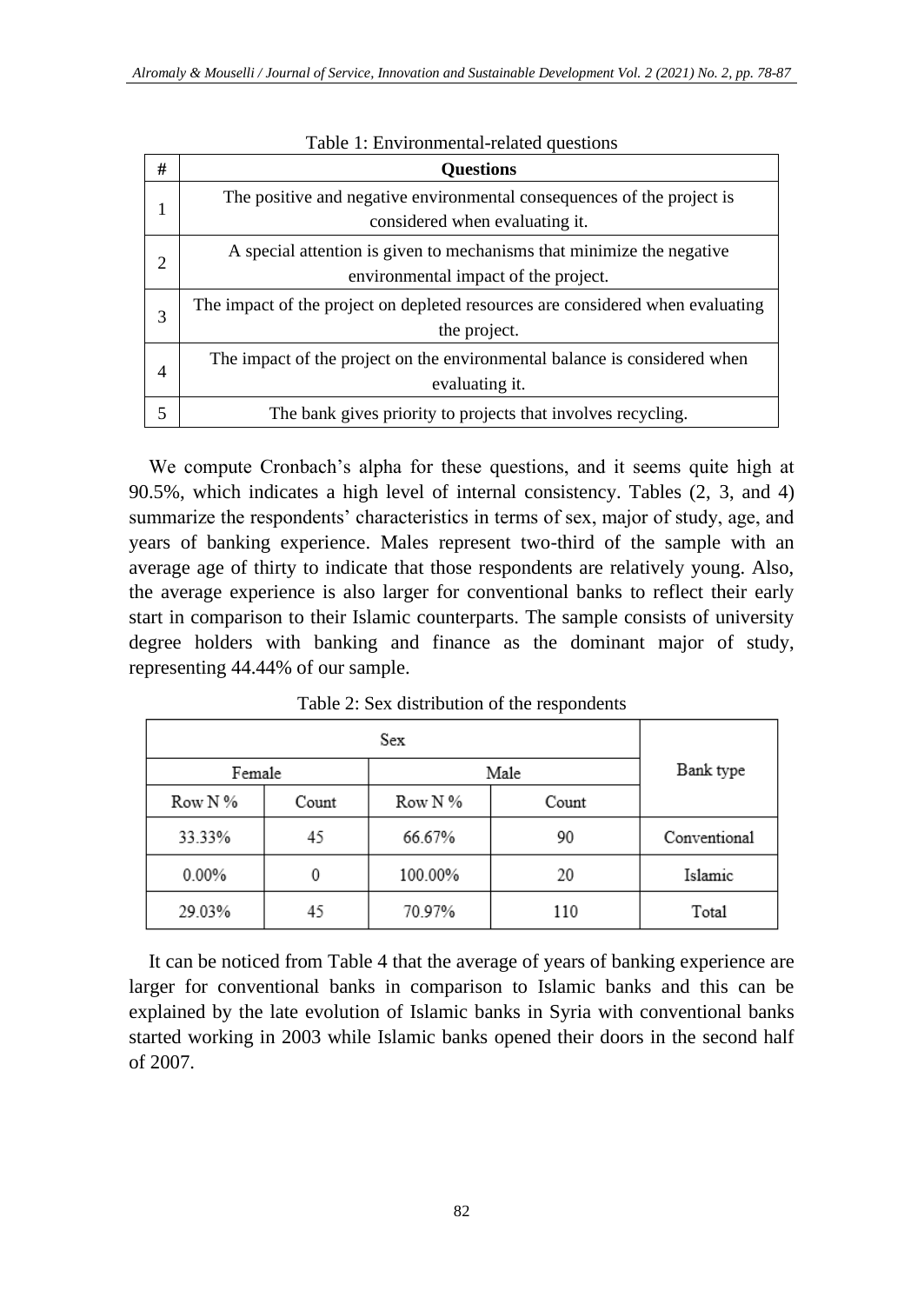Table 1: Environmental-related questions

| # | Questions |
|---|---|
| 1 | The positive and negative environmental consequences of the project is considered when evaluating it. |
| 2 | A special attention is given to mechanisms that minimize the negative environmental impact of the project. |
| 3 | The impact of the project on depleted resources are considered when evaluating the project. |
| 4 | The impact of the project on the environmental balance is considered when evaluating it. |
| 5 | The bank gives priority to projects that involves recycling. |

We compute Cronbach's alpha for these questions, and it seems quite high at 90.5%, which indicates a high level of internal consistency. Tables (2, 3, and 4) summarize the respondents' characteristics in terms of sex, major of study, age, and years of banking experience. Males represent two-third of the sample with an average age of thirty to indicate that those respondents are relatively young. Also, the average experience is also larger for conventional banks to reflect their early start in comparison to their Islamic counterparts. The sample consists of university degree holders with banking and finance as the dominant major of study, representing 44.44% of our sample.

Table 2: Sex distribution of the respondents

| Sex | | | | Bank type |
|---|---|---|---|---|
| Female | | Male | | |
| Row N % | Count | Row N % | Count | |
| 33.33% | 45 | 66.67% | 90 | Conventional |
| 0.00% | 0 | 100.00% | 20 | Islamic |
| 29.03% | 45 | 70.97% | 110 | Total |

It can be noticed from Table 4 that the average of years of banking experience are larger for conventional banks in comparison to Islamic banks and this can be explained by the late evolution of Islamic banks in Syria with conventional banks started working in 2003 while Islamic banks opened their doors in the second half of 2007.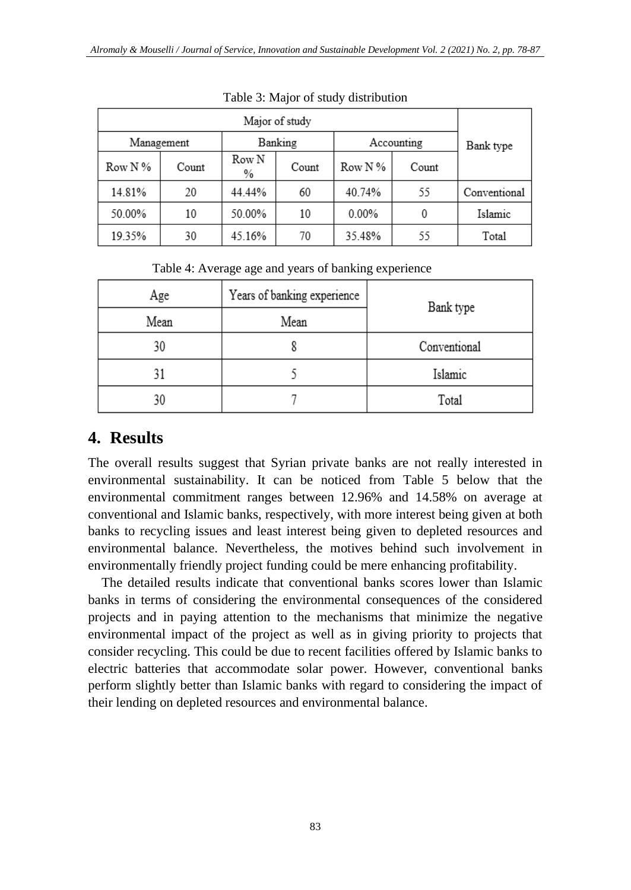Table 3: Major of study distribution

| Major of study | | | | | | Bank type |
|---|---|---|---|---|---|---|
| Management | | Banking | | Accounting | | |
| Row N % | Count | Row N % | Count | Row N % | Count | |
| 14.81% | 20 | 44.44% | 60 | 40.74% | 55 | Conventional |
| 50.00% | 10 | 50.00% | 10 | 0.00% | 0 | Islamic |
| 19.35% | 30 | 45.16% | 70 | 35.48% | 55 | Total |

Table 4: Average age and years of banking experience

| Age | Years of banking experience | Bank type |
|---|---|---|
| Mean | Mean | |
| 30 | 8 | Conventional |
| 31 | 5 | Islamic |
| 30 | 7 | Total |

# 4. Results

The overall results suggest that Syrian private banks are not really interested in environmental sustainability. It can be noticed from Table 5 below that the environmental commitment ranges between 12.96% and 14.58% on average at conventional and Islamic banks, respectively, with more interest being given at both banks to recycling issues and least interest being given to depleted resources and environmental balance. Nevertheless, the motives behind such involvement in environmentally friendly project funding could be mere enhancing profitability.

The detailed results indicate that conventional banks scores lower than Islamic banks in terms of considering the environmental consequences of the considered projects and in paying attention to the mechanisms that minimize the negative environmental impact of the project as well as in giving priority to projects that consider recycling. This could be due to recent facilities offered by Islamic banks to electric batteries that accommodate solar power. However, conventional banks perform slightly better than Islamic banks with regard to considering the impact of their lending on depleted resources and environmental balance.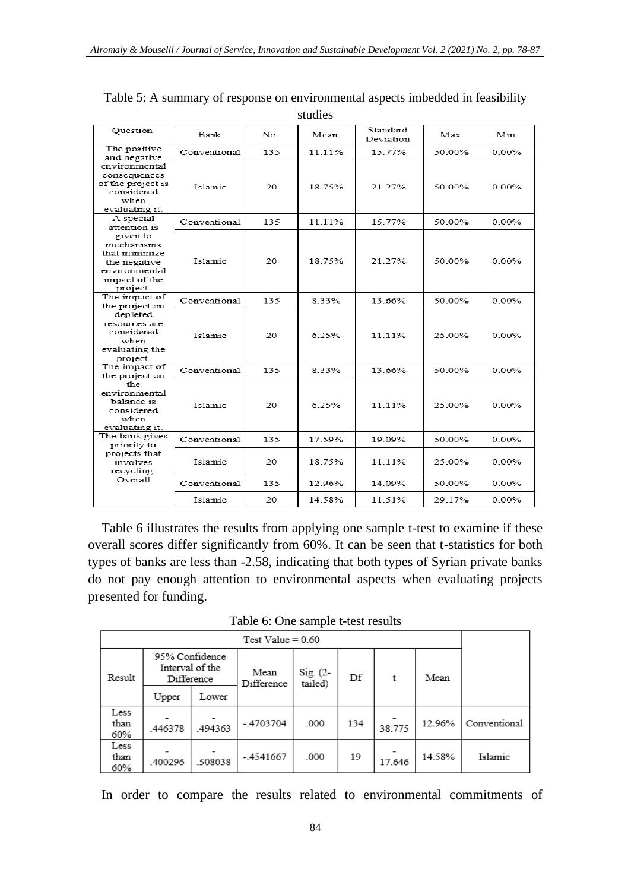Table 5: A summary of response on environmental aspects imbedded in feasibility studies

| Question | Bank | No. | Mean | Standard Deviation | Max | Min |
|---|---|---|---|---|---|---|
| The positive and negative environmental consequences of the project is considered when evaluating it. | Conventional | 135 | 11.11% | 15.77% | 50.00% | 0.00% |
| | Islamic | 20 | 18.75% | 21.27% | 50.00% | 0.00% |
| A special attention is given to mechanisms that minimize the negative environmental impact of the project. | Conventional | 135 | 11.11% | 15.77% | 50.00% | 0.00% |
| | Islamic | 20 | 18.75% | 21.27% | 50.00% | 0.00% |
| The impact of the project on depleted resources are considered when evaluating the project. | Conventional | 135 | 8.33% | 13.66% | 50.00% | 0.00% |
| | Islamic | 20 | 6.25% | 11.11% | 25.00% | 0.00% |
| The impact of the project on the environmental balance is considered when evaluating it. | Conventional | 135 | 8.33% | 13.66% | 50.00% | 0.00% |
| | Islamic | 20 | 6.25% | 11.11% | 25.00% | 0.00% |
| The bank gives priority to projects that involves recycling. | Conventional | 135 | 17.59% | 19.09% | 50.00% | 0.00% |
| | Islamic | 20 | 18.75% | 11.11% | 25.00% | 0.00% |
| Overall | Conventional | 135 | 12.96% | 14.09% | 50.00% | 0.00% |
| | Islamic | 20 | 14.58% | 11.51% | 29.17% | 0.00% |

Table 6 illustrates the results from applying one sample t-test to examine if these overall scores differ significantly from 60%. It can be seen that t-statistics for both types of banks are less than -2.58, indicating that both types of Syrian private banks do not pay enough attention to environmental aspects when evaluating projects presented for funding.

Table 6: One sample t-test results

| Test Value = 0.60 | | | | | | | | |
|---|---|---|---|---|---|---|---|---|
| Result | 95% Confidence Interval of the Difference | | Mean Difference | Sig. (2-tailed) | Df | t | Mean | |
| | Upper | Lower | | | | | | |
| Less than 60% | -.446378 | -.494363 | -.4703704 | .000 | 134 | -38.775 | 12.96% | Conventional |
| Less than 60% | -.400296 | -.508038 | -.4541667 | .000 | 19 | -17.646 | 14.58% | Islamic |

In order to compare the results related to environmental commitments of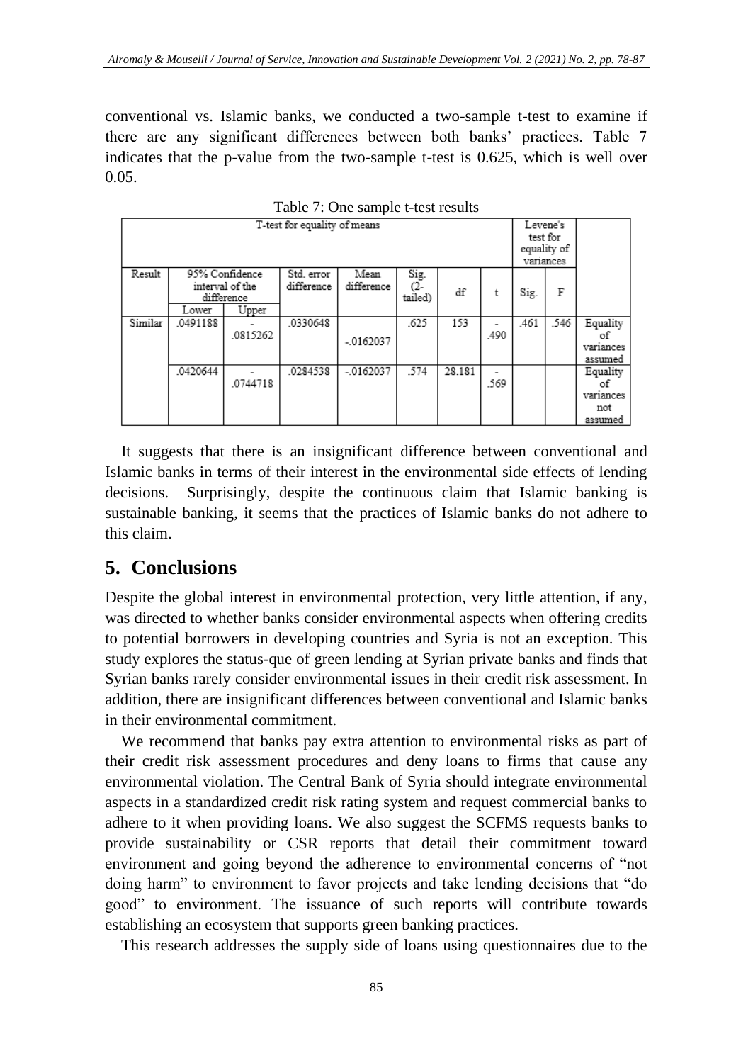conventional vs. Islamic banks, we conducted a two-sample t-test to examine if there are any significant differences between both banks' practices. Table 7 indicates that the p-value from the two-sample t-test is 0.625, which is well over 0.05.

Table 7: One sample t-test results

| T-test for equality of means | | | | | | | | Levene's test for equality of variances | | |
|---|---|---|---|---|---|---|---|---|---|---|
| Result | 95% Confidence interval of the difference | | Std. error difference | Mean difference | Sig. (2-tailed) | df | t | Sig. | F | |
| | Lower | Upper | | | | | | | | |
| Similar | .0491188 | -.0815262 | .0330648 | -.0162037 | .625 | 153 | -.490 | .461 | .546 | Equality of variances assumed |
| | .0420644 | -.0744718 | .0284538 | -.0162037 | .574 | 28.181 | -.569 | | | Equality of variances not assumed |

It suggests that there is an insignificant difference between conventional and Islamic banks in terms of their interest in the environmental side effects of lending decisions. Surprisingly, despite the continuous claim that Islamic banking is sustainable banking, it seems that the practices of Islamic banks do not adhere to this claim.

## 5. Conclusions

Despite the global interest in environmental protection, very little attention, if any, was directed to whether banks consider environmental aspects when offering credits to potential borrowers in developing countries and Syria is not an exception. This study explores the status-que of green lending at Syrian private banks and finds that Syrian banks rarely consider environmental issues in their credit risk assessment. In addition, there are insignificant differences between conventional and Islamic banks in their environmental commitment.

We recommend that banks pay extra attention to environmental risks as part of their credit risk assessment procedures and deny loans to firms that cause any environmental violation. The Central Bank of Syria should integrate environmental aspects in a standardized credit risk rating system and request commercial banks to adhere to it when providing loans. We also suggest the SCFMS requests banks to provide sustainability or CSR reports that detail their commitment toward environment and going beyond the adherence to environmental concerns of "not doing harm" to environment to favor projects and take lending decisions that "do good" to environment. The issuance of such reports will contribute towards establishing an ecosystem that supports green banking practices.

This research addresses the supply side of loans using questionnaires due to the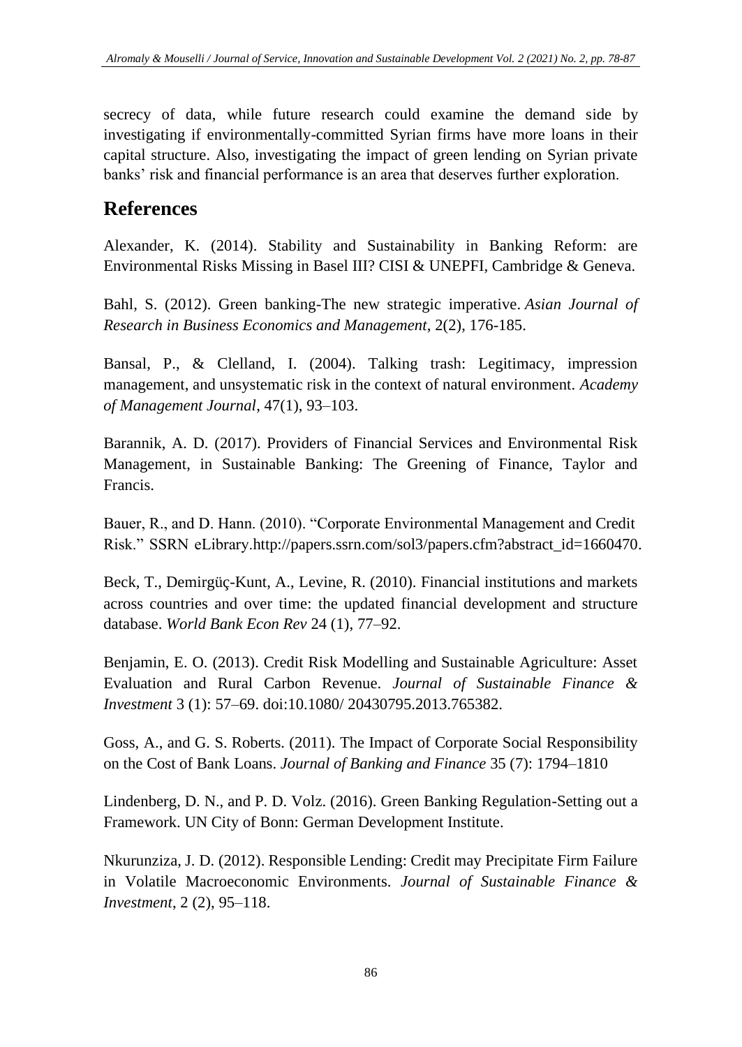secrecy of data, while future research could examine the demand side by investigating if environmentally-committed Syrian firms have more loans in their capital structure. Also, investigating the impact of green lending on Syrian private banks' risk and financial performance is an area that deserves further exploration.

## References

Alexander, K. (2014). Stability and Sustainability in Banking Reform: are Environmental Risks Missing in Basel III? CISI & UNEPFI, Cambridge & Geneva.

Bahl, S. (2012). Green banking-The new strategic imperative. *Asian Journal of Research in Business Economics and Management*, 2(2), 176-185.

Bansal, P., & Clelland, I. (2004). Talking trash: Legitimacy, impression management, and unsystematic risk in the context of natural environment. *Academy of Management Journal*, 47(1), 93–103.

Barannik, A. D. (2017). Providers of Financial Services and Environmental Risk Management, in Sustainable Banking: The Greening of Finance, Taylor and Francis.

Bauer, R., and D. Hann. (2010). "Corporate Environmental Management and Credit Risk." SSRN eLibrary.http://papers.ssrn.com/sol3/papers.cfm?abstract_id=1660470.

Beck, T., Demirgüç-Kunt, A., Levine, R. (2010). Financial institutions and markets across countries and over time: the updated financial development and structure database. *World Bank Econ Rev* 24 (1), 77–92.

Benjamin, E. O. (2013). Credit Risk Modelling and Sustainable Agriculture: Asset Evaluation and Rural Carbon Revenue. *Journal of Sustainable Finance & Investment* 3 (1): 57–69. doi:10.1080/ 20430795.2013.765382.

Goss, A., and G. S. Roberts. (2011). The Impact of Corporate Social Responsibility on the Cost of Bank Loans. *Journal of Banking and Finance* 35 (7): 1794–1810

Lindenberg, D. N., and P. D. Volz. (2016). Green Banking Regulation-Setting out a Framework. UN City of Bonn: German Development Institute.

Nkurunziza, J. D. (2012). Responsible Lending: Credit may Precipitate Firm Failure in Volatile Macroeconomic Environments. *Journal of Sustainable Finance & Investment*, 2 (2), 95–118.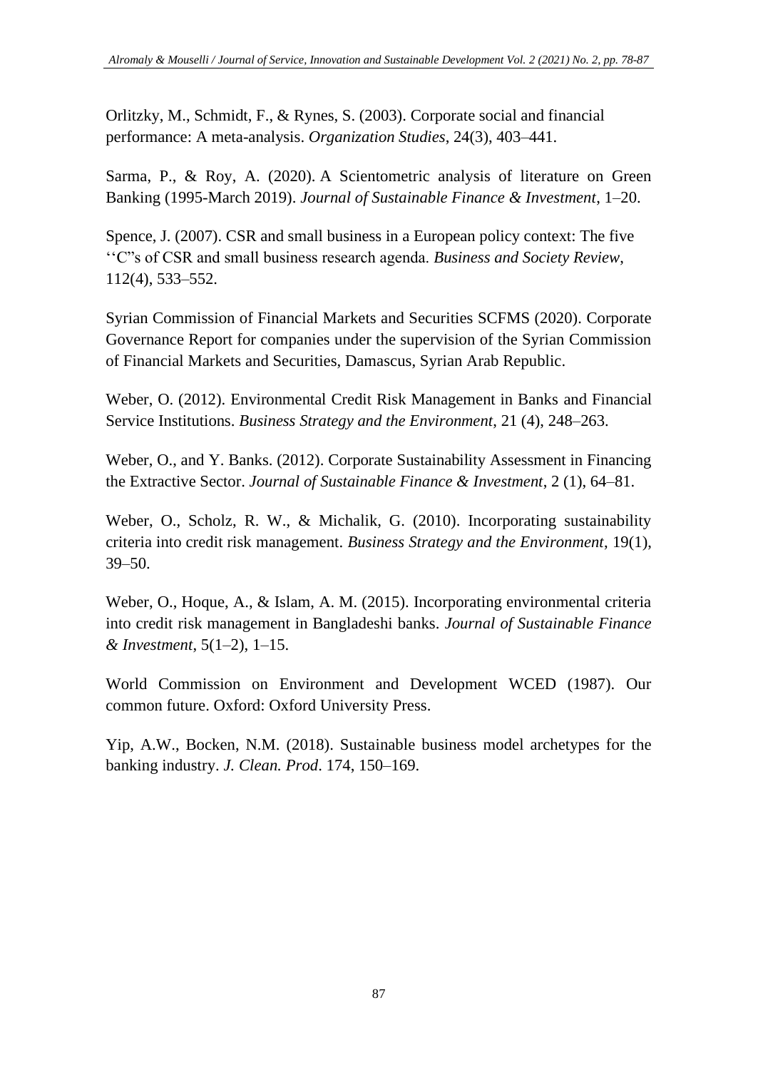Orlitzky, M., Schmidt, F., & Rynes, S. (2003). Corporate social and financial performance: A meta-analysis. *Organization Studies*, 24(3), 403–441.

Sarma, P., & Roy, A. (2020). A Scientometric analysis of literature on Green Banking (1995-March 2019). *Journal of Sustainable Finance & Investment*, 1–20.

Spence, J. (2007). CSR and small business in a European policy context: The five ‘‘C”s of CSR and small business research agenda. *Business and Society Review*, 112(4), 533–552.

Syrian Commission of Financial Markets and Securities SCFMS (2020). Corporate Governance Report for companies under the supervision of the Syrian Commission of Financial Markets and Securities, Damascus, Syrian Arab Republic.

Weber, O. (2012). Environmental Credit Risk Management in Banks and Financial Service Institutions. *Business Strategy and the Environment*, 21 (4), 248–263.

Weber, O., and Y. Banks. (2012). Corporate Sustainability Assessment in Financing the Extractive Sector. *Journal of Sustainable Finance & Investment*, 2 (1), 64–81.

Weber, O., Scholz, R. W., & Michalik, G. (2010). Incorporating sustainability criteria into credit risk management. *Business Strategy and the Environment*, 19(1), 39–50.

Weber, O., Hoque, A., & Islam, A. M. (2015). Incorporating environmental criteria into credit risk management in Bangladeshi banks. *Journal of Sustainable Finance & Investment*, 5(1–2), 1–15.

World Commission on Environment and Development WCED (1987). Our common future. Oxford: Oxford University Press.

Yip, A.W., Bocken, N.M. (2018). Sustainable business model archetypes for the banking industry. *J. Clean. Prod*. 174, 150–169.